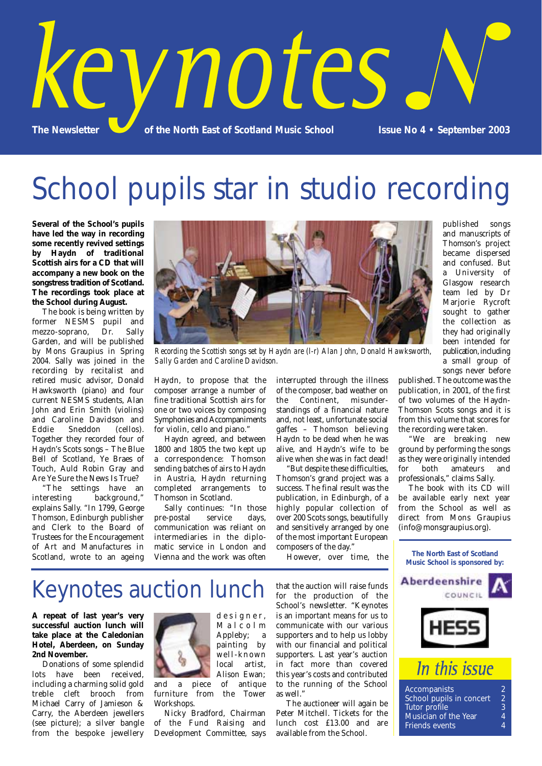# keynotes

**The Newsletter of the North East of Scotland Music School** — **Issue No 4 • September 2003**

# School pupils star in studio recording

**Several of the School's pupils have led the way in recording some recently revived settings by Haydn of traditional Scottish airs for a CD that will accompany a new book on the songstress tradition of Scotland. The recordings took place at the School during August.**

The book is being written by former NESMS pupil and mezzo-soprano, Dr. Sally Garden, and will be published by Mons Graupius in Spring 2004. Sally was joined in the recording by recitalist and retired music advisor, Donald Hawksworth (piano) and four current NESMS students, Alan John and Erin Smith (violins) and Caroline Davidson and Eddie Sneddon (cellos). Together they recorded four of Haydn's Scots songs – The Blue Bell of Scotland, Ye Braes of Touch, Auld Robin Gray and Are Ye Sure the News Is True?

*Recording the Scottish songs set by Haydn are (l-r) Alan John, Donald Hawksworth, Sally Garden and Caroline Davidson.*

"The settings have an interesting background," explains Sally. "In 1799, George Thomson, Edinburgh publisher and Clerk to the Board of Trustees for the Encouragement of Art and Manufactures in Scotland, wrote to an ageing Haydn, to propose that the composer arrange a number of fine traditional Scottish airs for one or two voices by composing Symphonies and Accompaniments for violin, cello and piano."

Haydn agreed, and between 1800 and 1805 the two kept up a correspondence: Thomson sending batches of airs to Haydn in Austria, Haydn returning completed arrangements to Thomson in Scotland.

Sally continues: "In those pre-postal service days, communication was reliant on intermediaries in the diplomatic service in London and Vienna and the work was often interrupted through the illness of the composer, bad weather on the Continent, misunderstandings of a financial nature and, not least, unfortunate social gaffes – Thomson believing Haydn to be dead when he was alive, and Haydn's wife to be alive when she was in fact dead!

"But despite these difficulties, Thomson's grand project was a success. The final result was the publication, in Edinburgh, of a highly popular collection of over 200 Scots songs, beautifully and sensitively arranged by one of the most important European composers of the day."

However, over time, the published songs and manuscripts of Thomson's project became dispersed and confused. But a University of Glasgow research team led by Dr Marjorie Rycroft sought to gather the collection as they had originally been intended for publication, including a small group of songs never before published. The outcome was the publication, in 2001, of the first of two volumes of the Haydn-Thomson Scots songs and it is from this volume that scores for the recording were taken.

"We are breaking new ground by performing the songs as they were originally intended for both amateurs and professionals," claims Sally.

The book with its CD will be available early next year from the School as well as direct from Mons Graupius (info@monsgraupius.org).

# Keynotes auction lunch

**A repeat of last year's very successful auction lunch will take place at the Caledonian Hotel, Aberdeen, on Sunday 2nd November.**

Donations of some splendid lots have been received, including a charming solid gold treble cleft brooch from Michael Carry of Jamieson & Carry, the Aberdeen jewellers (see picture); a silver bangle from the bespoke jewellery designer, Malcolm Appleby; a painting by well-known local artist, Alison Ewan; and a piece of antique furniture from the Tower Workshops.

Nicky Bradford, Chairman of the Fund Raising and Development Committee, says that the auction will raise funds for the production of the School's newsletter. "Keynotes is an important means for us to communicate with our various supporters and to help us lobby with our financial and political supporters. Last year's auction in fact more than covered this year's costs and contributed to the running of the School as well."

The auctioneer will again be Peter Mitchell. Tickets for the lunch cost £13.00 and are available from the School.

**The North East of Scotland Music School is sponsored by:**

Aberdeenshire Council

HESS

## In this issue

| | |
|---|---|
| Accompanists | 2 |
| School pupils in concert | 2 |
| Tutor profile | 3 |
| Musician of the Year | 4 |
| Friends events | 4 |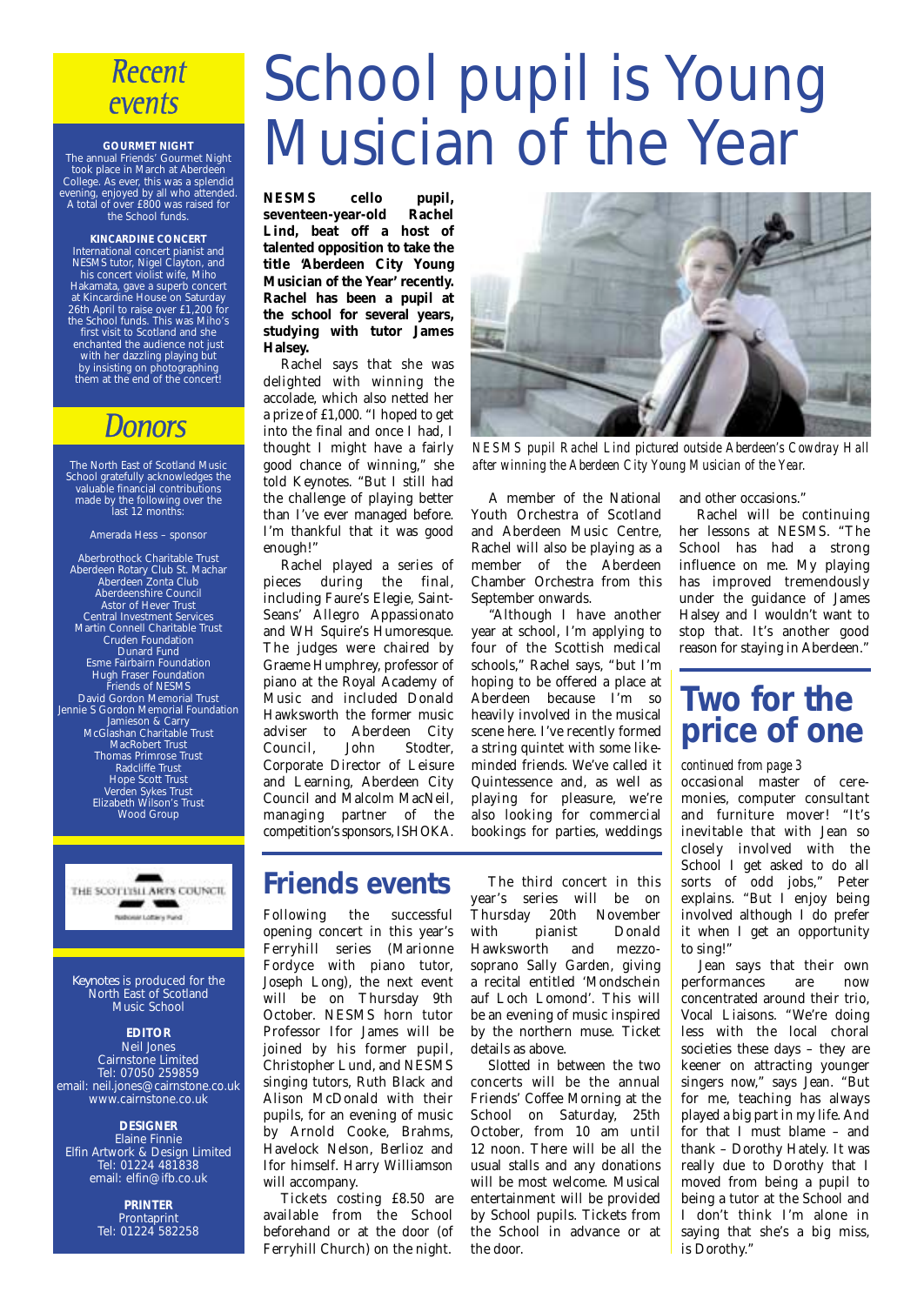# School pupil is Young Musician of the Year

**NESMS cello pupil, seventeen-year-old Rachel Lind, beat off a host of talented opposition to take the title 'Aberdeen City Young Musician of the Year' recently. Rachel has been a pupil at the school for several years, studying with tutor James Halsey.**

Rachel says that she was delighted with winning the accolade, which also netted her a prize of £1,000. "I hoped to get into the final and once I had, I thought I might have a fairly good chance of winning," she told Keynotes. "But I still had the challenge of playing better than I've ever managed before. I'm thankful that it was good enough!"

Rachel played a series of pieces during the final, including Faure's Elegie, Saint-Seans' Allegro Appassionato and WH Squire's Humoresque. The judges were chaired by Graeme Humphrey, professor of piano at the Royal Academy of Music and included Donald Hawksworth the former music adviser to Aberdeen City Council, John Stodter, Corporate Director of Leisure and Learning, Aberdeen City Council and Malcolm MacNeil, managing partner of the competition's sponsors, ISHOKA.

*NESMS pupil Rachel Lind pictured outside Aberdeen's Cowdray Hall after winning the Aberdeen City Young Musician of the Year.*

A member of the National Youth Orchestra of Scotland and Aberdeen Music Centre, Rachel will also be playing as a member of the Aberdeen Chamber Orchestra from this September onwards.

"Although I have another year at school, I'm applying to four of the Scottish medical schools," Rachel says, "but I'm hoping to be offered a place at Aberdeen because I'm so heavily involved in the musical scene here. I've recently formed a string quintet with some like-minded friends. We've called it Quintessence and, as well as playing for pleasure, we're also looking for commercial bookings for parties, weddings and other occasions."

Rachel will be continuing her lessons at NESMS. "The School has had a strong influence on me. My playing has improved tremendously under the guidance of James Halsey and I wouldn't want to stop that. It's another good reason for staying in Aberdeen."

## Two for the price of one

*continued from page 3*

occasional master of ceremonies, computer consultant and furniture mover! "It's inevitable that with Jean so closely involved with the School I get asked to do all sorts of odd jobs," Peter explains. "But I enjoy being involved although I do prefer it when I get an opportunity to sing!"

Jean says that their own performances are now concentrated around their trio, Vocal Liaisons. "We're doing less with the local choral societies these days – they are keener on attracting younger singers now," says Jean. "But for me, teaching has always played a big part in my life. And for that I must blame – and thank – Dorothy Hately. It was really due to Dorothy that I moved from being a pupil to being a tutor at the School and I don't think I'm alone in saying that she's a big miss, is Dorothy."

## Friends events

Following the successful opening concert in this year's Ferryhill series (Marionne Fordyce with piano tutor, Joseph Long), the next event will be on Thursday 9th October. NESMS horn tutor Professor Ifor James will be joined by his former pupil, Christopher Lund, and NESMS singing tutors, Ruth Black and Alison McDonald with their pupils, for an evening of music by Arnold Cooke, Brahms, Havelock Nelson, Berlioz and Ifor himself. Harry Williamson will accompany.

Tickets costing £8.50 are available from the School beforehand or at the door (of Ferryhill Church) on the night.

The third concert in this year's series will be on Thursday 20th November with pianist Donald Hawksworth and mezzo-soprano Sally Garden, giving a recital entitled 'Mondschein auf Loch Lomond'. This will be an evening of music inspired by the northern muse. Ticket details as above.

Slotted in between the two concerts will be the annual Friends' Coffee Morning at the School on Saturday, 25th October, from 10 am until 12 noon. There will be all the usual stalls and any donations will be most welcome. Musical entertainment will be provided by School pupils. Tickets from the School in advance or at the door.

## Recent events

**GOURMET NIGHT**
The annual Friends' Gourmet Night took place in March at Aberdeen College. As ever, this was a splendid evening, enjoyed by all who attended. A total of over £800 was raised for the School funds.

**KINCARDINE CONCERT**
International concert pianist and NESMS tutor, Nigel Clayton, and his concert violist wife, Miho Hakamata, gave a superb concert at Kincardine House on Saturday 26th April to raise over £1,200 for the School funds. This was Miho's first visit to Scotland and she enchanted the audience not just with her dazzling playing but by insisting on photographing them at the end of the concert!

## Donors

The North East of Scotland Music School gratefully acknowledges the valuable financial contributions made by the following over the last 12 months:

Amerada Hess – sponsor

Aberbrothock Charitable Trust
Aberdeen Rotary Club St. Machar
Aberdeen Zonta Club
Aberdeenshire Council
Astor of Hever Trust
Central Investment Services
Martin Connell Charitable Trust
Cruden Foundation
Dunard Fund
Esme Fairbairn Foundation
Hugh Fraser Foundation
Friends of NESMS
David Gordon Memorial Trust
Jennie S Gordon Memorial Foundation
Jamieson & Carry
McGlashan Charitable Trust
MacRobert Trust
Thomas Primrose Trust
Radcliffe Trust
Hope Scott Trust
Verden Sykes Trust
Elizabeth Wilson's Trust
Wood Group

THE SCOTTISH ARTS COUNCIL
National Lottery Fund

*Keynotes* is produced for the North East of Scotland Music School

**EDITOR**
Neil Jones
Cairnstone Limited
Tel: 07050 259859
email: neil.jones@cairnstone.co.uk
www.cairnstone.co.uk

**DESIGNER**
Elaine Finnie
Elfin Artwork & Design Limited
Tel: 01224 481838
email: elfin@ifb.co.uk

**PRINTER**
Prontaprint
Tel: 01224 582258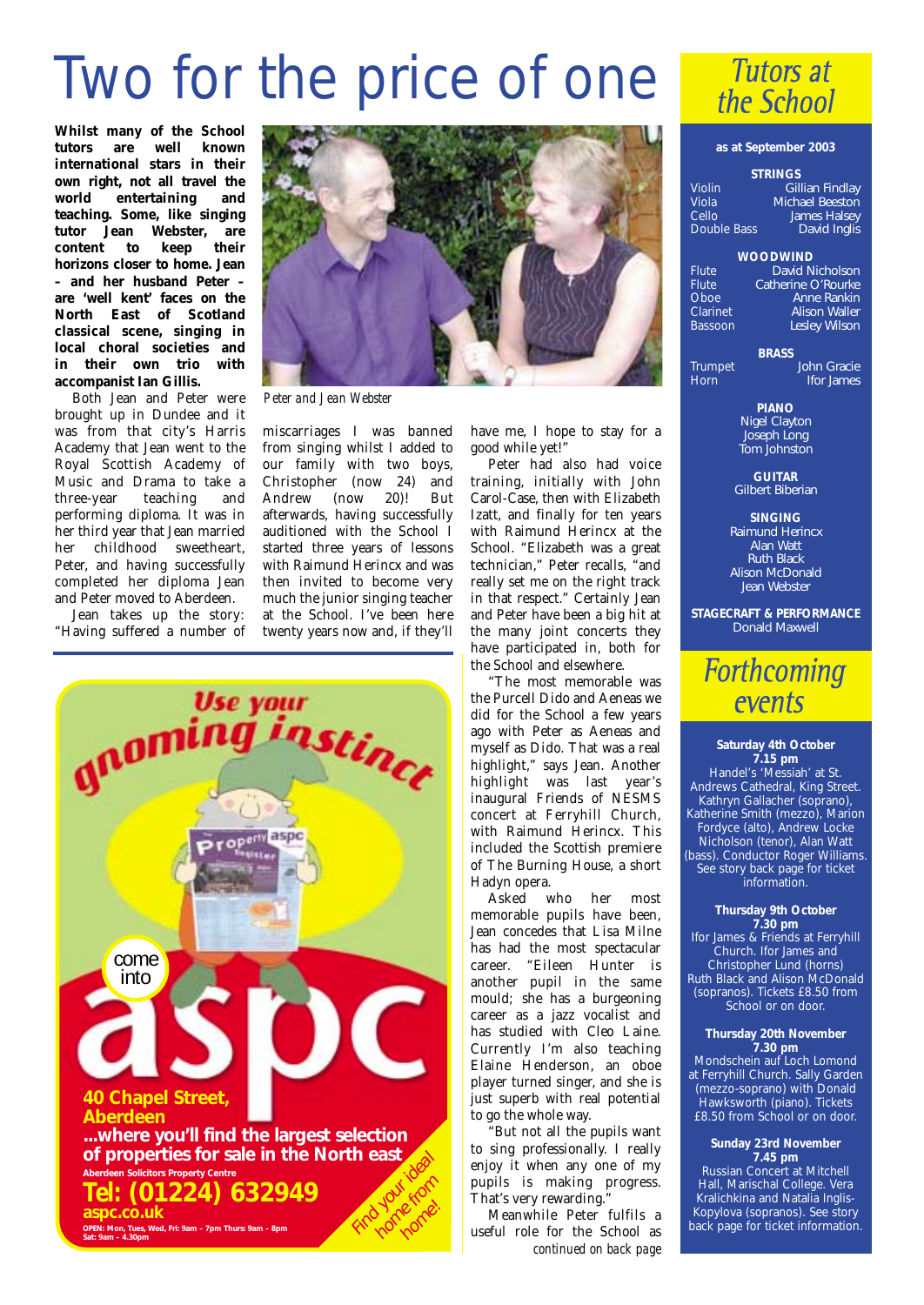# Two for the price of one

**Whilst many of the School tutors are well known international stars in their own right, not all travel the world entertaining and teaching. Some, like singing tutor Jean Webster, are content to keep their horizons closer to home. Jean – and her husband Peter – are 'well kent' faces on the North East of Scotland classical scene, singing in local choral societies and in their own trio with accompanist Ian Gillis.**

Both Jean and Peter were brought up in Dundee and it was from that city's Harris Academy that Jean went to the Royal Scottish Academy of Music and Drama to take a three-year teaching and performing diploma. It was in her third year that Jean married her childhood sweetheart, Peter, and having successfully completed her diploma Jean and Peter moved to Aberdeen.

Jean takes up the story: "Having suffered a number of miscarriages I was banned from singing whilst I added to our family with two boys, Christopher (now 24) and Andrew (now 20)! But afterwards, having successfully auditioned with the School I started three years of lessons with Raimund Herincx and was then invited to become very much the junior singing teacher at the School. I've been here twenty years now and, if they'll have me, I hope to stay for a good while yet!"

*Peter and Jean Webster*

Peter had also had voice training, initially with John Carol-Case, then with Elizabeth Izatt, and finally for ten years with Raimund Herincx at the School. "Elizabeth was a great technician," Peter recalls, "and really set me on the right track in that respect." Certainly Jean and Peter have been a big hit at the many joint concerts they have participated in, both for the School and elsewhere.

"The most memorable was the Purcell Dido and Aeneas we did for the School a few years ago with Peter as Aeneas and myself as Dido. That was a real highlight," says Jean. Another highlight was last year's inaugural Friends of NESMS concert at Ferryhill Church, with Raimund Herincx. This included the Scottish premiere of The Burning House, a short Hadyn opera.

Asked who her most memorable pupils have been, Jean concedes that Lisa Milne has had the most spectacular career. "Eileen Hunter is another pupil in the same mould; she has a burgeoning career as a jazz vocalist and has studied with Cleo Laine. Currently I'm also teaching Elaine Henderson, an oboe player turned singer, and she is just superb with real potential to go the whole way.

"But not all the pupils want to sing professionally. I really enjoy it when any one of my pupils is making progress. That's very rewarding."

Meanwhile Peter fulfils a useful role for the School as

*continued on back page*

---

**Use your gnoming instinct**

come into **aspc**

**40 Chapel Street, Aberdeen**

**...where you'll find the largest selection of properties for sale in the North east**

Aberdeen Solicitors Property Centre

**Tel: (01224) 632949**

aspc.co.uk

OPEN: Mon, Tues, Wed, Fri: 9am – 7pm Thurs: 9am – 8pm Sat: 9am – 4.30pm

Find your ideal home from home!

---

## Tutors at the School

**as at September 2003**

**STRINGS**

| | |
|---|---|
| Violin | Gillian Findlay |
| Viola | Michael Beeston |
| Cello | James Halsey |
| Double Bass | David Inglis |

**WOODWIND**

| | |
|---|---|
| Flute | David Nicholson |
| Flute | Catherine O'Rourke |
| Oboe | Anne Rankin |
| Clarinet | Alison Waller |
| Bassoon | Lesley Wilson |

**BRASS**

| | |
|---|---|
| Trumpet | John Gracie |
| Horn | Ifor James |

**PIANO**
Nigel Clayton
Joseph Long
Tom Johnston

**GUITAR**
Gilbert Biberian

**SINGING**
Raimund Herincx
Alan Watt
Ruth Black
Alison McDonald
Jean Webster

**STAGECRAFT & PERFORMANCE**
Donald Maxwell

## Forthcoming events

**Saturday 4th October 7.15 pm**
Handel's 'Messiah' at St. Andrews Cathedral, King Street. Kathryn Gallacher (soprano), Katherine Smith (mezzo), Marion Fordyce (alto), Andrew Locke Nicholson (tenor), Alan Watt (bass). Conductor Roger Williams. See story back page for ticket information.

**Thursday 9th October 7.30 pm**
Ifor James & Friends at Ferryhill Church. Ifor James and Christopher Lund (horns) Ruth Black and Alison McDonald (sopranos). Tickets £8.50 from School or on door.

**Thursday 20th November 7.30 pm**
Mondschein auf Loch Lomond at Ferryhill Church. Sally Garden (mezzo-soprano) with Donald Hawksworth (piano). Tickets £8.50 from School or on door.

**Sunday 23rd November 7.45 pm**
Russian Concert at Mitchell Hall, Marischal College. Vera Kralichkina and Natalia Inglis-Kopylova (sopranos). See story back page for ticket information.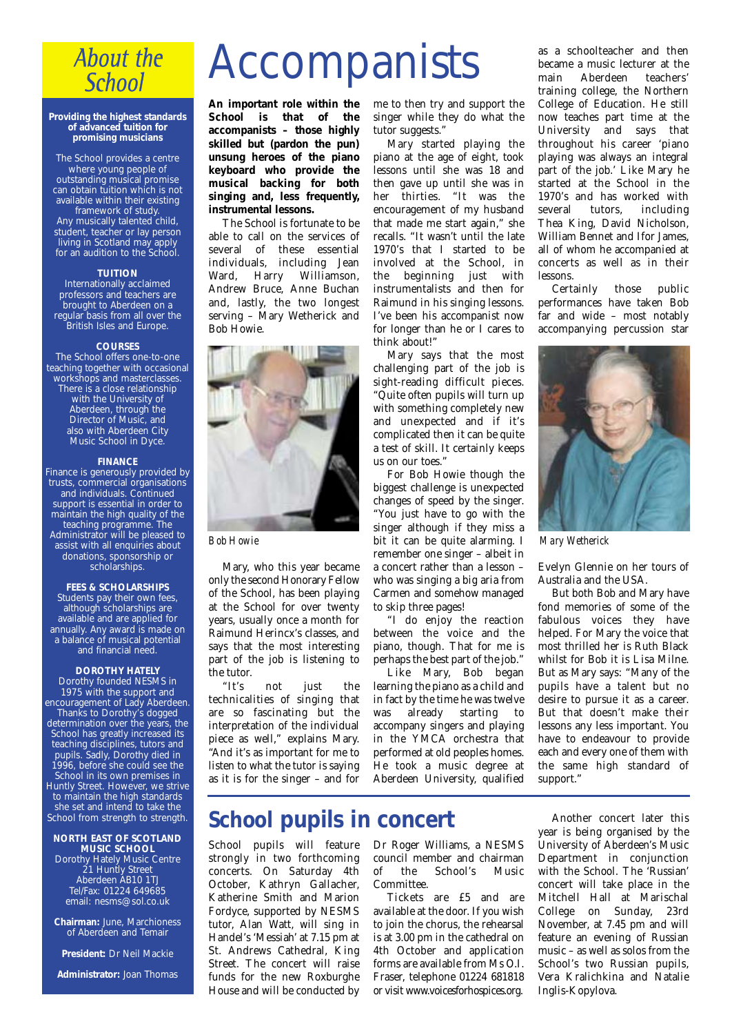## About the School

**Providing the highest standards of advanced tuition for promising musicians**

The School provides a centre where young people of outstanding musical promise can obtain tuition which is not available within their existing framework of study. Any musically talented child, student, teacher or lay person living in Scotland may apply for an audition to the School.

**TUITION**

Internationally acclaimed professors and teachers are brought to Aberdeen on a regular basis from all over the British Isles and Europe.

**COURSES**

The School offers one-to-one teaching together with occasional workshops and masterclasses. There is a close relationship with the University of Aberdeen, through the Director of Music, and also with Aberdeen City Music School in Dyce.

**FINANCE**

Finance is generously provided by trusts, commercial organisations and individuals. Continued support is essential in order to maintain the high quality of the teaching programme. The Administrator will be pleased to assist with all enquiries about donations, sponsorship or scholarships.

**FEES & SCHOLARSHIPS**

Students pay their own fees, although scholarships are available and are applied for annually. Any award is made on a balance of musical potential and financial need.

**DOROTHY HATELY**

Dorothy founded NESMS in 1975 with the support and encouragement of Lady Aberdeen. Thanks to Dorothy's dogged determination over the years, the School has greatly increased its teaching disciplines, tutors and pupils. Sadly, Dorothy died in 1996, before she could see the School in its own premises in Huntly Street. However, we strive to maintain the high standards she set and intend to take the School from strength to strength.

**NORTH EAST OF SCOTLAND MUSIC SCHOOL**
Dorothy Hately Music Centre
21 Huntly Street
Aberdeen AB10 1TJ
Tel/Fax: 01224 649685
email: nesms@sol.co.uk

**Chairman:** June, Marchioness of Aberdeen and Temair

**President:** Dr Neil Mackie

**Administrator:** Joan Thomas

# Accompanists

**An important role within the School is that of the accompanists – those highly skilled but (pardon the pun) unsung heroes of the piano keyboard who provide the musical backing for both singing and, less frequently, instrumental lessons.**

The School is fortunate to be able to call on the services of several of these essential individuals, including Jean Ward, Harry Williamson, Andrew Bruce, Anne Buchan and, lastly, the two longest serving – Mary Wetherick and Bob Howie.

*Bob Howie*

Mary, who this year became only the second Honorary Fellow of the School, has been playing at the School for over twenty years, usually once a month for Raimund Herincx's classes, and says that the most interesting part of the job is listening to the tutor.

"It's not just the technicalities of singing that are so fascinating but the interpretation of the individual piece as well," explains Mary. "And it's as important for me to listen to what the tutor is saying as it is for the singer – and for me to then try and support the singer while they do what the tutor suggests."

Mary started playing the piano at the age of eight, took lessons until she was 18 and then gave up until she was in her thirties. "It was the encouragement of my husband that made me start again," she recalls. "It wasn't until the late 1970's that I started to be involved at the School, in the beginning just with instrumentalists and then for Raimund in his singing lessons. I've been his accompanist now for longer than he or I cares to think about!"

Mary says that the most challenging part of the job is sight-reading difficult pieces. "Quite often pupils will turn up with something completely new and unexpected and if it's complicated then it can be quite a test of skill. It certainly keeps us on our toes."

For Bob Howie though the biggest challenge is unexpected changes of speed by the singer. "You just have to go with the singer although if they miss a bit it can be quite alarming. I remember one singer – albeit in a concert rather than a lesson – who was singing a big aria from Carmen and somehow managed to skip three pages!

"I do enjoy the reaction between the voice and the piano, though. That for me is perhaps the best part of the job."

Like Mary, Bob began learning the piano as a child and in fact by the time he was twelve was already starting to accompany singers and playing in the YMCA orchestra that performed at old peoples homes. He took a music degree at Aberdeen University, qualified as a schoolteacher and then became a music lecturer at the main Aberdeen teachers' training college, the Northern College of Education. He still now teaches part time at the University and says that throughout his career 'piano playing was always an integral part of the job.' Like Mary he started at the School in the 1970's and has worked with several tutors, including Thea King, David Nicholson, William Bennet and Ifor James, all of whom he accompanied at concerts as well as in their lessons.

Certainly those public performances have taken Bob far and wide – most notably accompanying percussion star Evelyn Glennie on her tours of Australia and the USA.

*Mary Wetherick*

But both Bob and Mary have fond memories of some of the fabulous voices they have helped. For Mary the voice that most thrilled her is Ruth Black whilst for Bob it is Lisa Milne. But as Mary says: "Many of the pupils have a talent but no desire to pursue it as a career. But that doesn't make their lessons any less important. You have to endeavour to provide each and every one of them with the same high standard of support."

## School pupils in concert

School pupils will feature strongly in two forthcoming concerts. On Saturday 4th October, Kathryn Gallacher, Katherine Smith and Marion Fordyce, supported by NESMS tutor, Alan Watt, will sing in Handel's 'Messiah' at 7.15 pm at St. Andrews Cathedral, King Street. The concert will raise funds for the new Roxburghe House and will be conducted by Dr Roger Williams, a NESMS council member and chairman of the School's Music Committee.

Tickets are £5 and are available at the door. If you wish to join the chorus, the rehearsal is at 3.00 pm in the cathedral on 4th October and application forms are available from Ms O.I. Fraser, telephone 01224 681818 or visit www.voicesforhospices.org.

Another concert later this year is being organised by the University of Aberdeen's Music Department in conjunction with the School. The 'Russian' concert will take place in the Mitchell Hall at Marischal College on Sunday, 23rd November, at 7.45 pm and will feature an evening of Russian music – as well as solos from the School's two Russian pupils, Vera Kralichkina and Natalie Inglis-Kopylova.